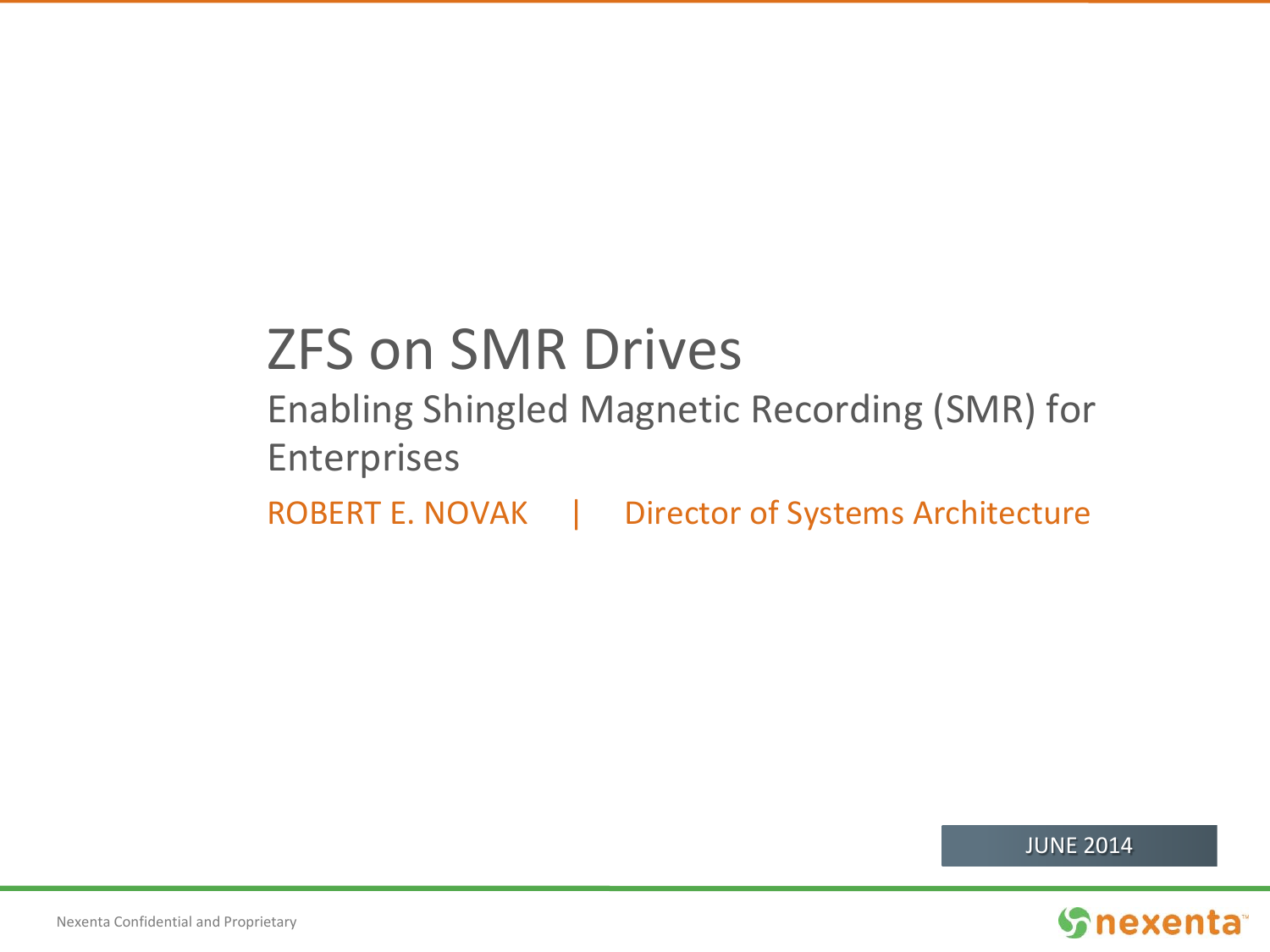# ZFS on SMR Drives

## Enabling Shingled Magnetic Recording (SMR) for Enterprises

ROBERT E. NOVAK | Director of Systems Architecture

JUNE 2014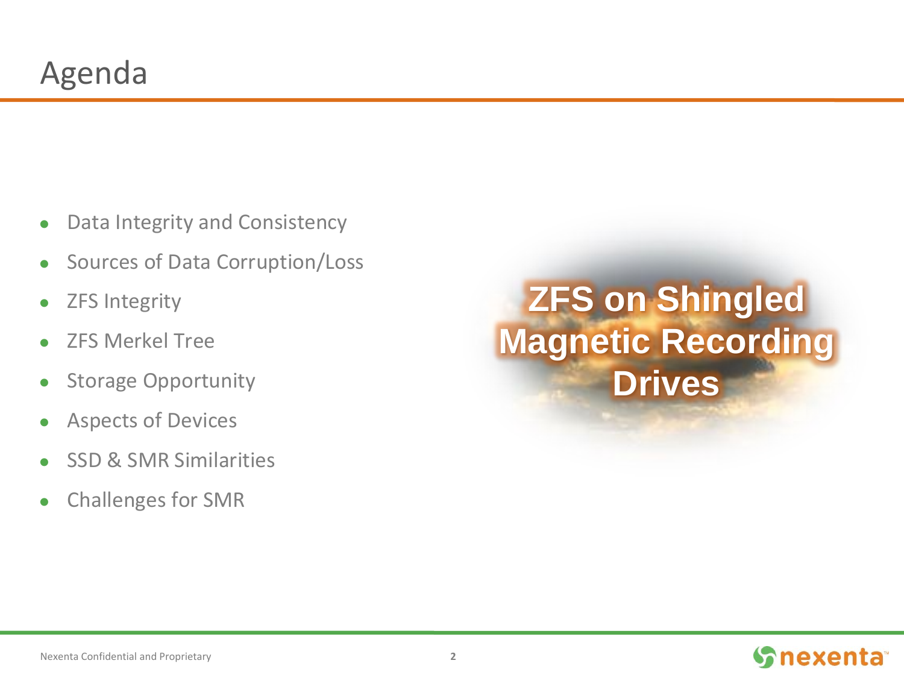# Agenda

- Data Integrity and Consistency
- Sources of Data Corruption/Loss
- ZFS Integrity
- ZFS Merkel Tree
- Storage Opportunity
- Aspects of Devices
- SSD & SMR Similarities
- Challenges for SMR

**ZFS on Shingled Magnetic Recording Drives**

Nexenta Confidential and Proprietary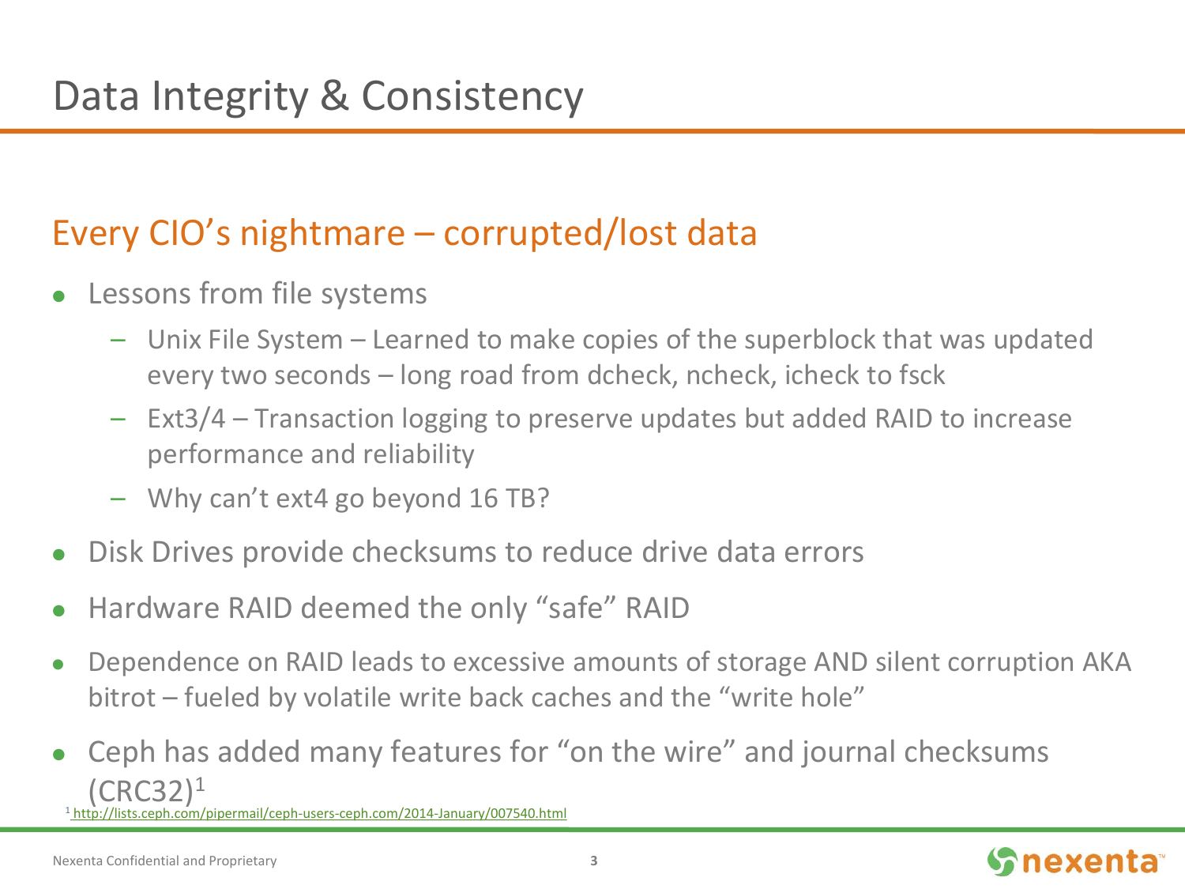# Data Integrity & Consistency

## Every CIO's nightmare – corrupted/lost data

- Lessons from file systems
  - Unix File System – Learned to make copies of the superblock that was updated every two seconds – long road from dcheck, ncheck, icheck to fsck
  - Ext3/4 – Transaction logging to preserve updates but added RAID to increase performance and reliability
  - Why can't ext4 go beyond 16 TB?
- Disk Drives provide checksums to reduce drive data errors
- Hardware RAID deemed the only "safe" RAID
- Dependence on RAID leads to excessive amounts of storage AND silent corruption AKA bitrot – fueled by volatile write back caches and the "write hole"
- Ceph has added many features for "on the wire" and journal checksums (CRC32)[1]

[1] http://lists.ceph.com/pipermail/ceph-users-ceph.com/2014-January/007540.html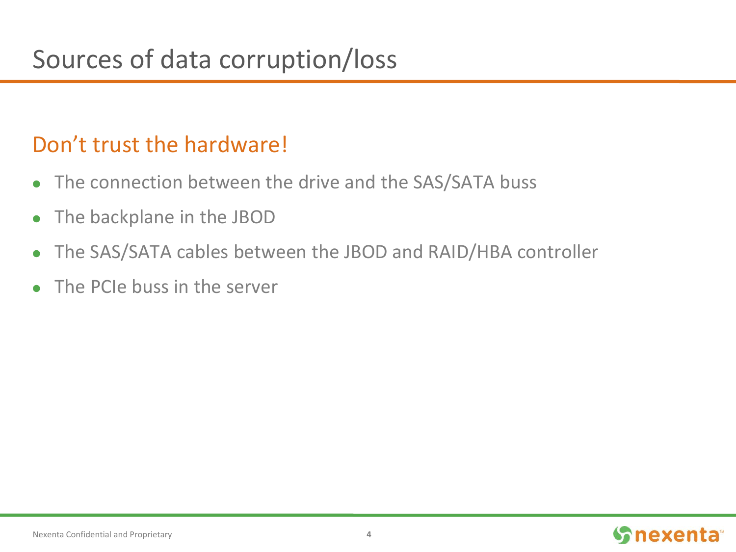# Sources of data corruption/loss

## Don't trust the hardware!

- The connection between the drive and the SAS/SATA buss
- The backplane in the JBOD
- The SAS/SATA cables between the JBOD and RAID/HBA controller
- The PCIe buss in the server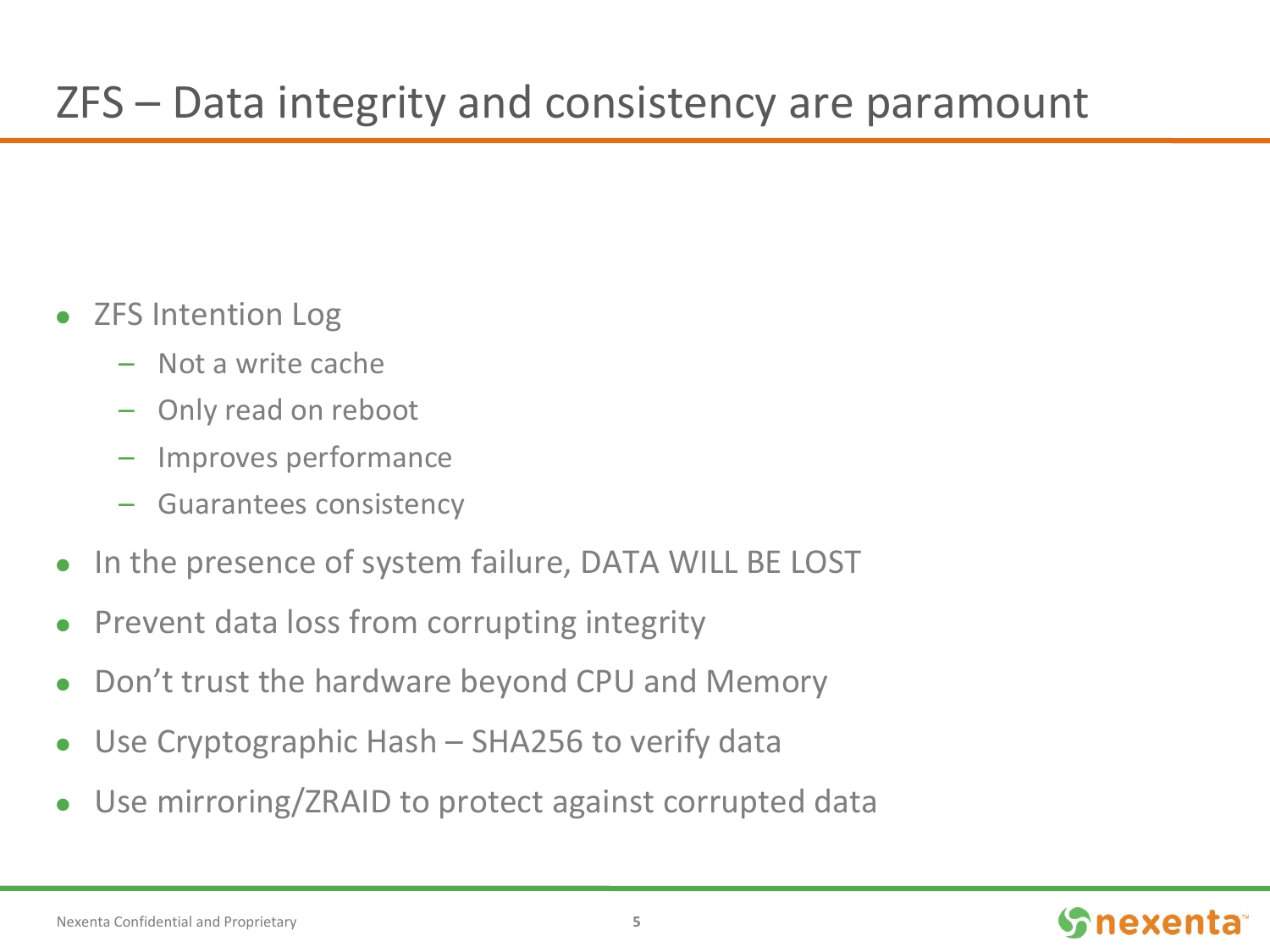# ZFS – Data integrity and consistency are paramount

- ZFS Intention Log
  - Not a write cache
  - Only read on reboot
  - Improves performance
  - Guarantees consistency
- In the presence of system failure, DATA WILL BE LOST
- Prevent data loss from corrupting integrity
- Don't trust the hardware beyond CPU and Memory
- Use Cryptographic Hash – SHA256 to verify data
- Use mirroring/ZRAID to protect against corrupted data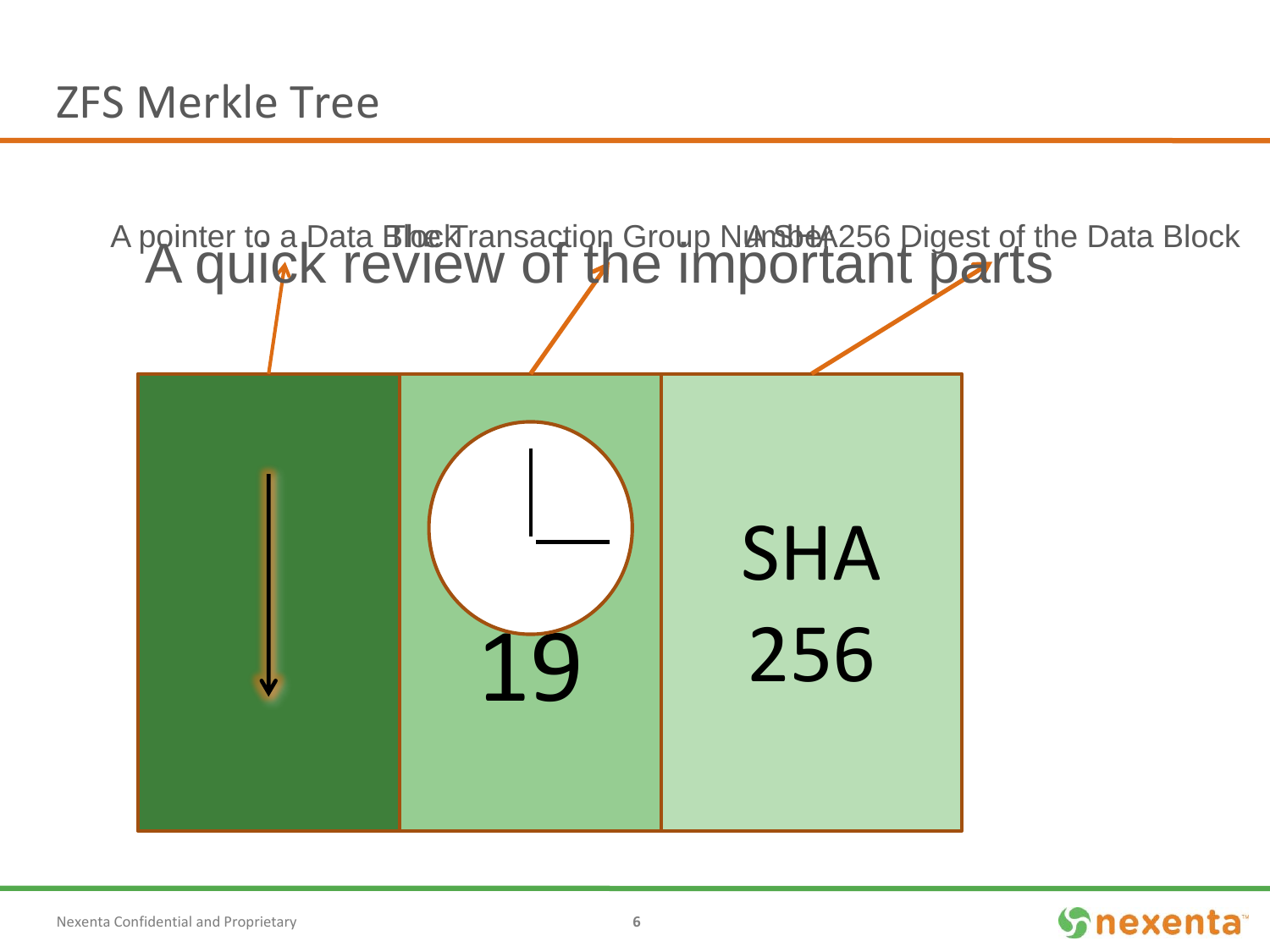# ZFS Merkle Tree

## A quick review of the important parts

A pointer to a Data Block

The Transaction Group Number

A SHA256 Digest of the Data Block

19

SHA 256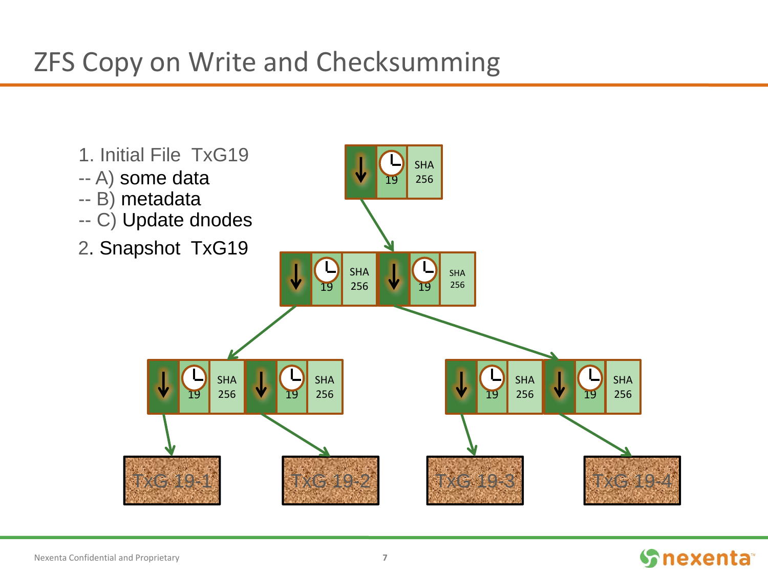# ZFS Copy on Write and Checksumming

1. Initial File TxG19
-- A) some data
-- B) metadata
-- C) Update dnodes
2. Snapshot TxG19

SHA 256 | 19

TxG 19-1 | TxG 19-2 | TxG 19-3 | TxG 19-4

Nexenta Confidential and Proprietary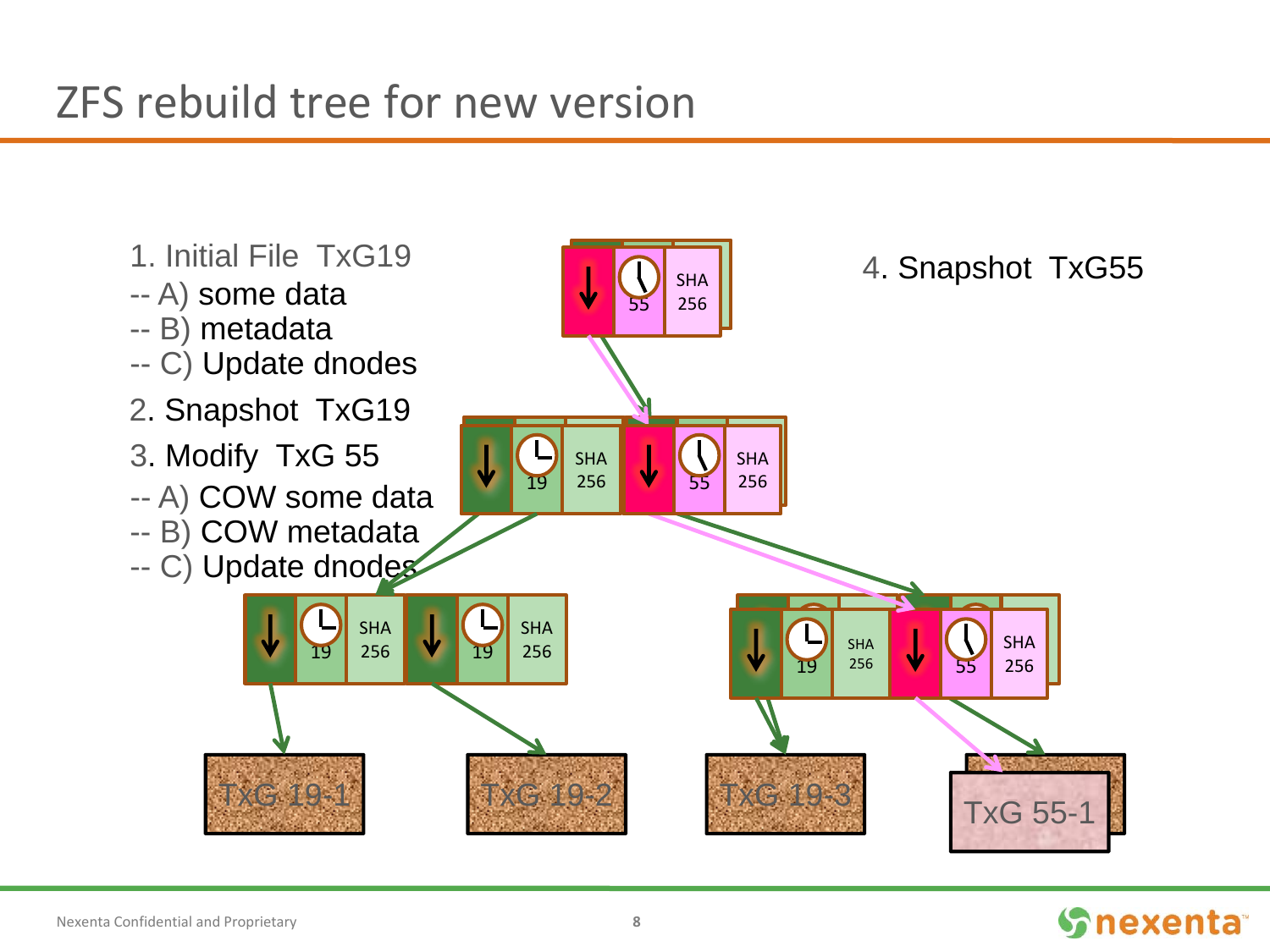# ZFS rebuild tree for new version

1. Initial File TxG19
   - -- A) some data
   - -- B) metadata
   - -- C) Update dnodes
2. Snapshot TxG19
3. Modify TxG 55
   - -- A) COW some data
   - -- B) COW metadata
   - -- C) Update dnodes
4. Snapshot TxG55

55 SHA 256

19 SHA 256 | 55 SHA 256

19 SHA 256 | 19 SHA 256

19 SHA 256 | 55 SHA 256

TxG 19-1

TxG 19-2

TxG 19-3

TxG 55-1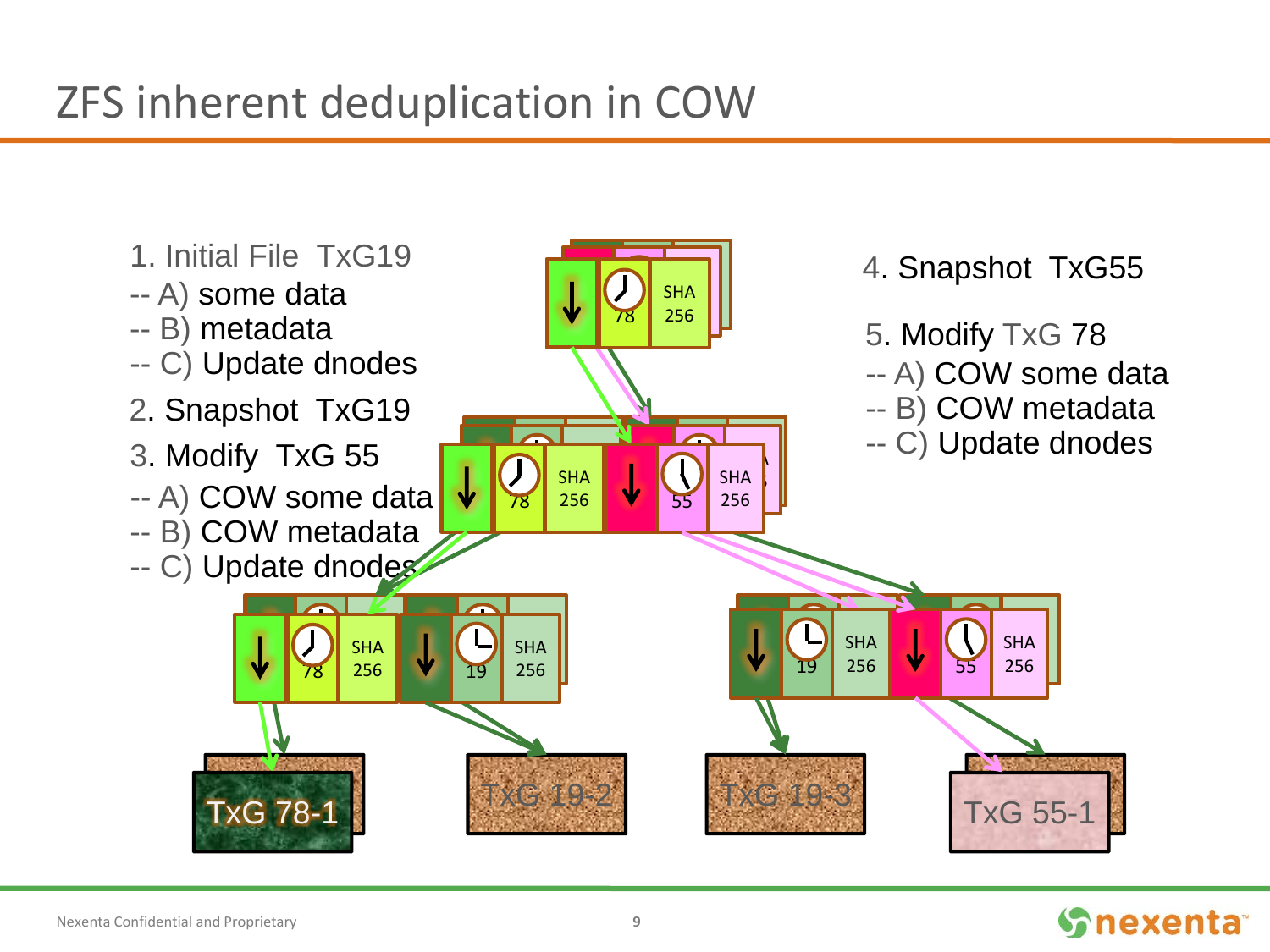# ZFS inherent deduplication in COW

1. Initial File TxG19
   - -- A) some data
   - -- B) metadata
   - -- C) Update dnodes
2. Snapshot TxG19
3. Modify TxG 55
   - -- A) COW some data
   - -- B) COW metadata
   - -- C) Update dnodes
4. Snapshot TxG55
5. Modify TxG 78
   - -- A) COW some data
   - -- B) COW metadata
   - -- C) Update dnodes

78 SHA 256

78 SHA 256 55 SHA 256

78 SHA 256 19 SHA 256

19 SHA 256 55 SHA 256

TxG 78-1 TxG 19-2 TxG 19-3 TxG 55-1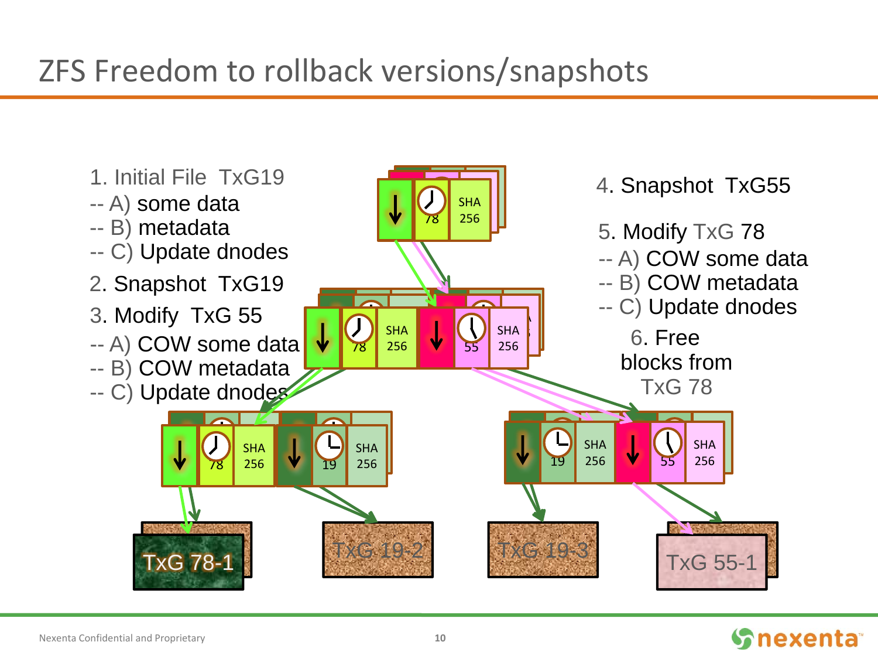# ZFS Freedom to rollback versions/snapshots

1. Initial File TxG19
   - -- A) some data
   - -- B) metadata
   - -- C) Update dnodes
2. Snapshot TxG19
3. Modify TxG 55
   - -- A) COW some data
   - -- B) COW metadata
   - -- C) Update dnodes

4. Snapshot TxG55
5. Modify TxG 78
   - -- A) COW some data
   - -- B) COW metadata
   - -- C) Update dnodes
6. Free blocks from TxG 78

78 SHA 256

78 SHA 256 | 55 SHA 256

78 SHA 256 | 19 SHA 256

19 SHA 256 | 55 SHA 256

TxG 78-1 | TxG 19-2 | TxG 19-3 | TxG 55-1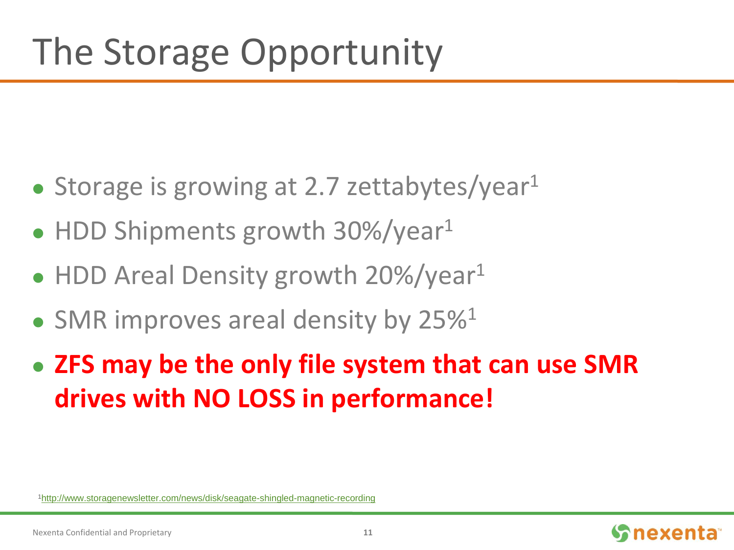# The Storage Opportunity

- Storage is growing at 2.7 zettabytes/year[1]
- HDD Shipments growth 30%/year[1]
- HDD Areal Density growth 20%/year[1]
- SMR improves areal density by 25%[1]
- **ZFS may be the only file system that can use SMR drives with NO LOSS in performance!**

[1] http://www.storagenewsletter.com/news/disk/seagate-shingled-magnetic-recording

Nexenta Confidential and Proprietary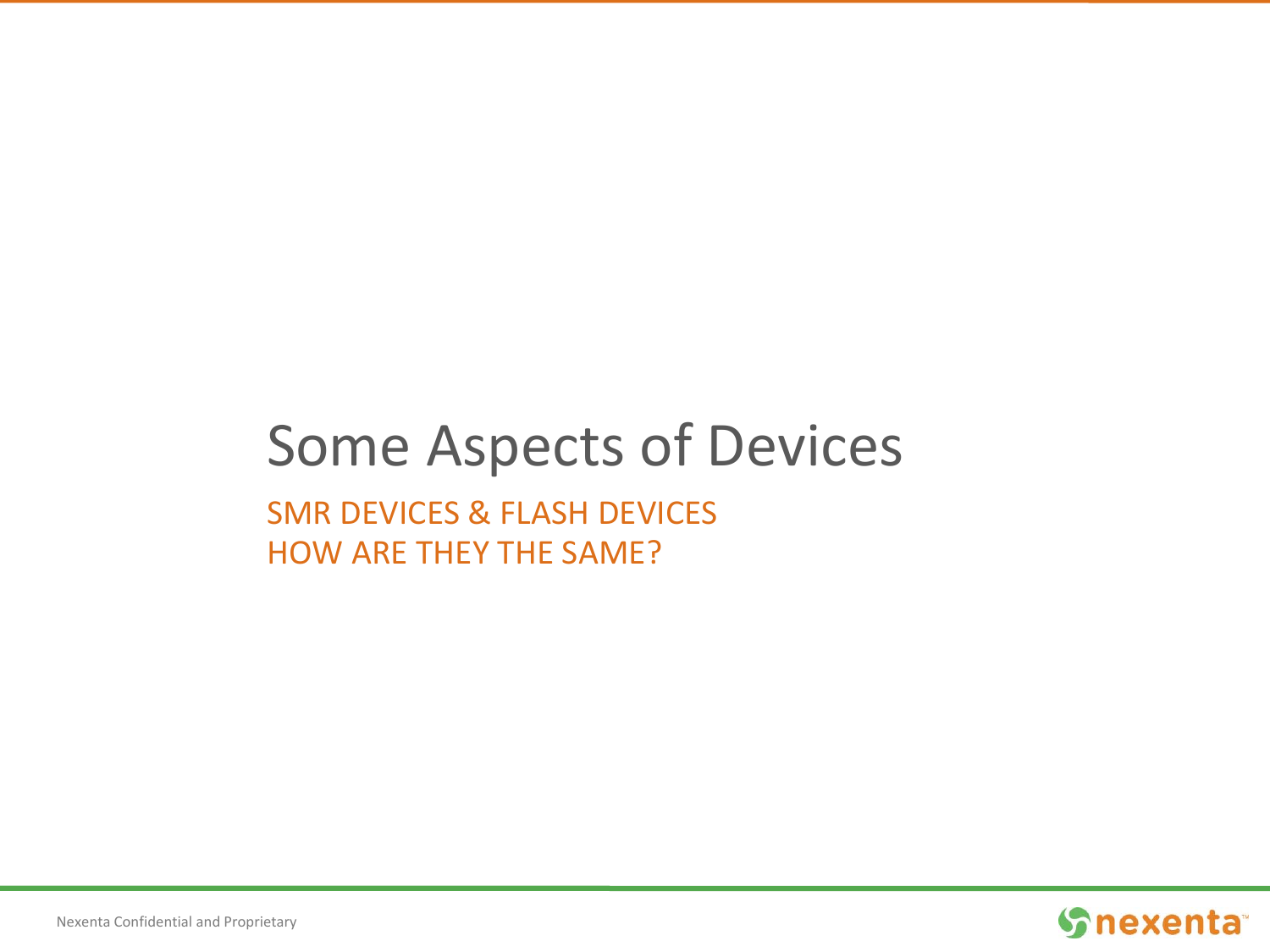# Some Aspects of Devices

## SMR DEVICES & FLASH DEVICES
## HOW ARE THEY THE SAME?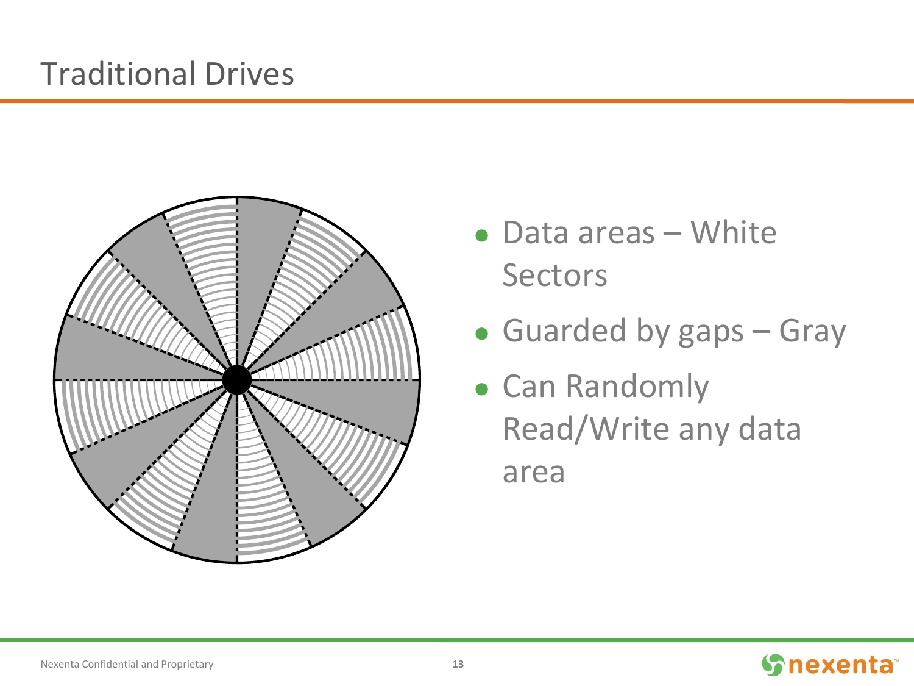# Traditional Drives

- Data areas – White Sectors
- Guarded by gaps – Gray
- Can Randomly Read/Write any data area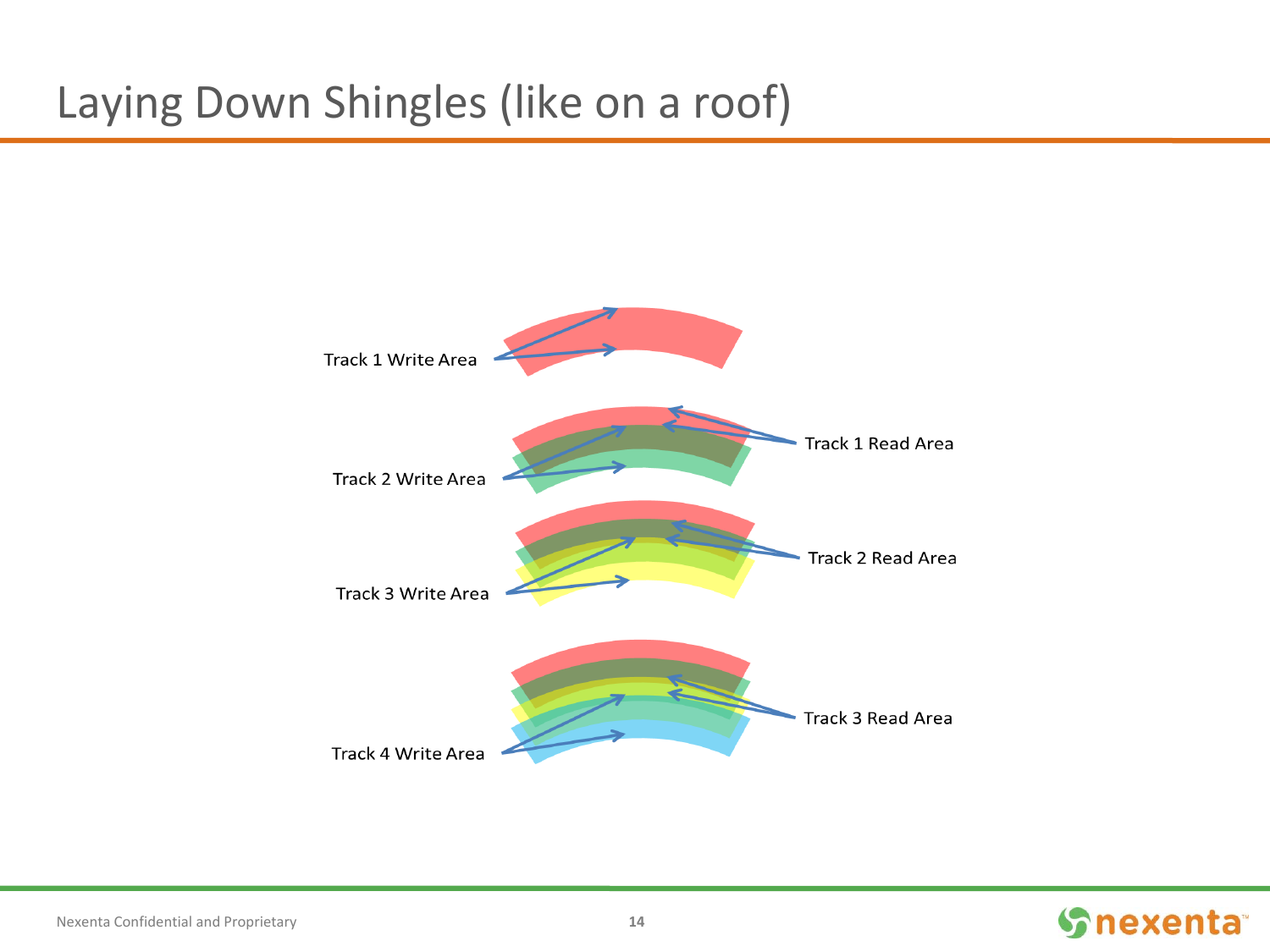# Laying Down Shingles (like on a roof)

Track 1 Write Area

Track 1 Read Area

Track 2 Write Area

Track 2 Read Area

Track 3 Write Area

Track 3 Read Area

Track 4 Write Area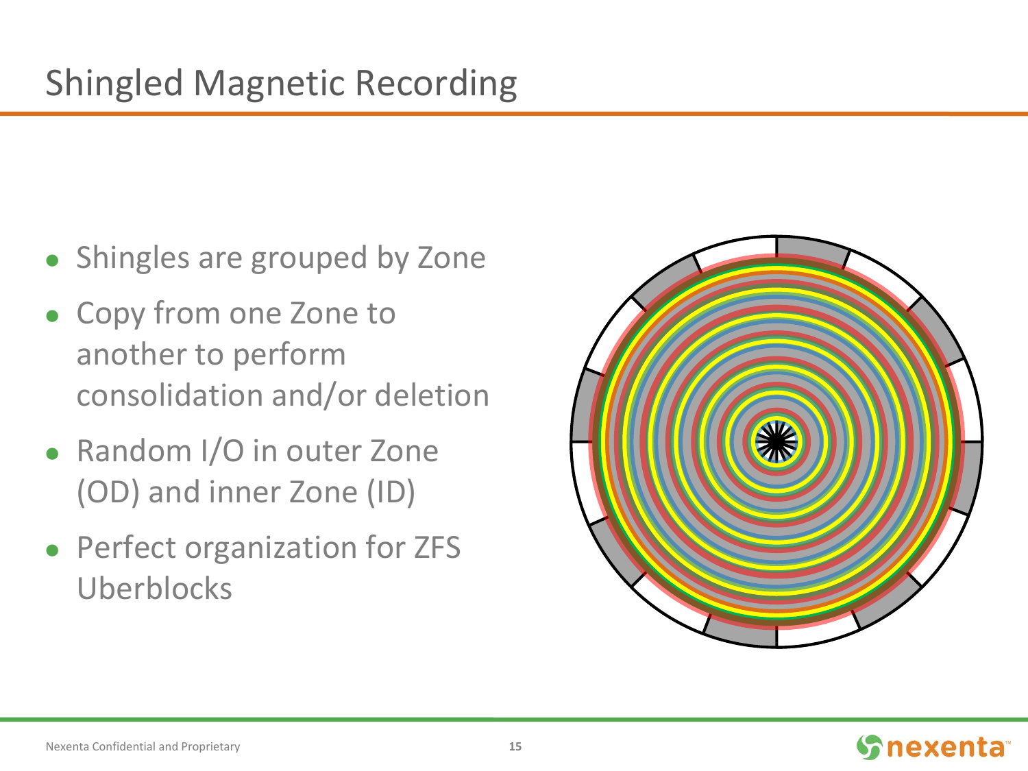# Shingled Magnetic Recording

- Shingles are grouped by Zone
- Copy from one Zone to another to perform consolidation and/or deletion
- Random I/O in outer Zone (OD) and inner Zone (ID)
- Perfect organization for ZFS Uberblocks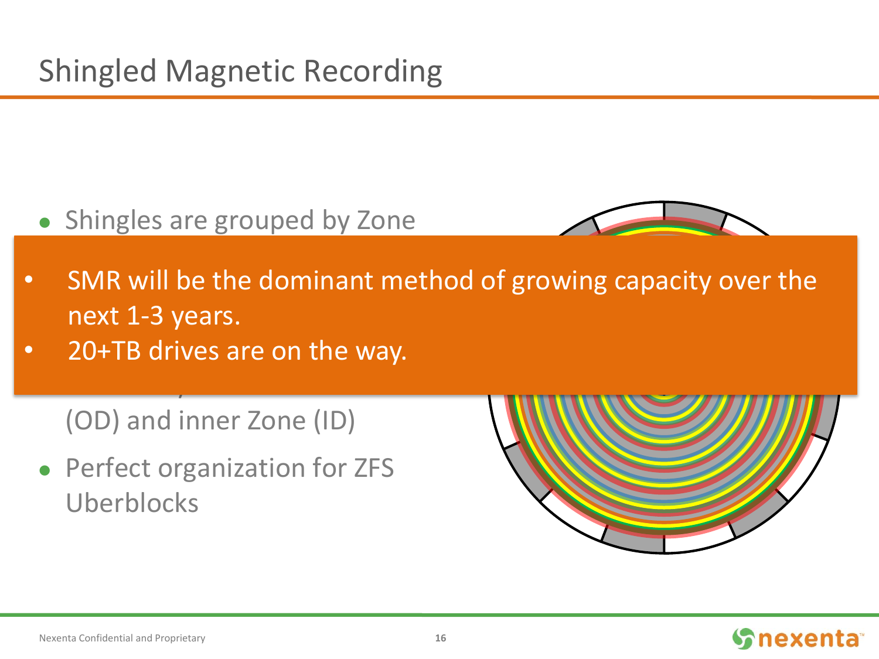# Shingled Magnetic Recording

- Shingles are grouped by Zone

- SMR will be the dominant method of growing capacity over the next 1-3 years.
- 20+TB drives are on the way.

(OD) and inner Zone (ID)

- Perfect organization for ZFS Uberblocks

Nexenta Confidential and Proprietary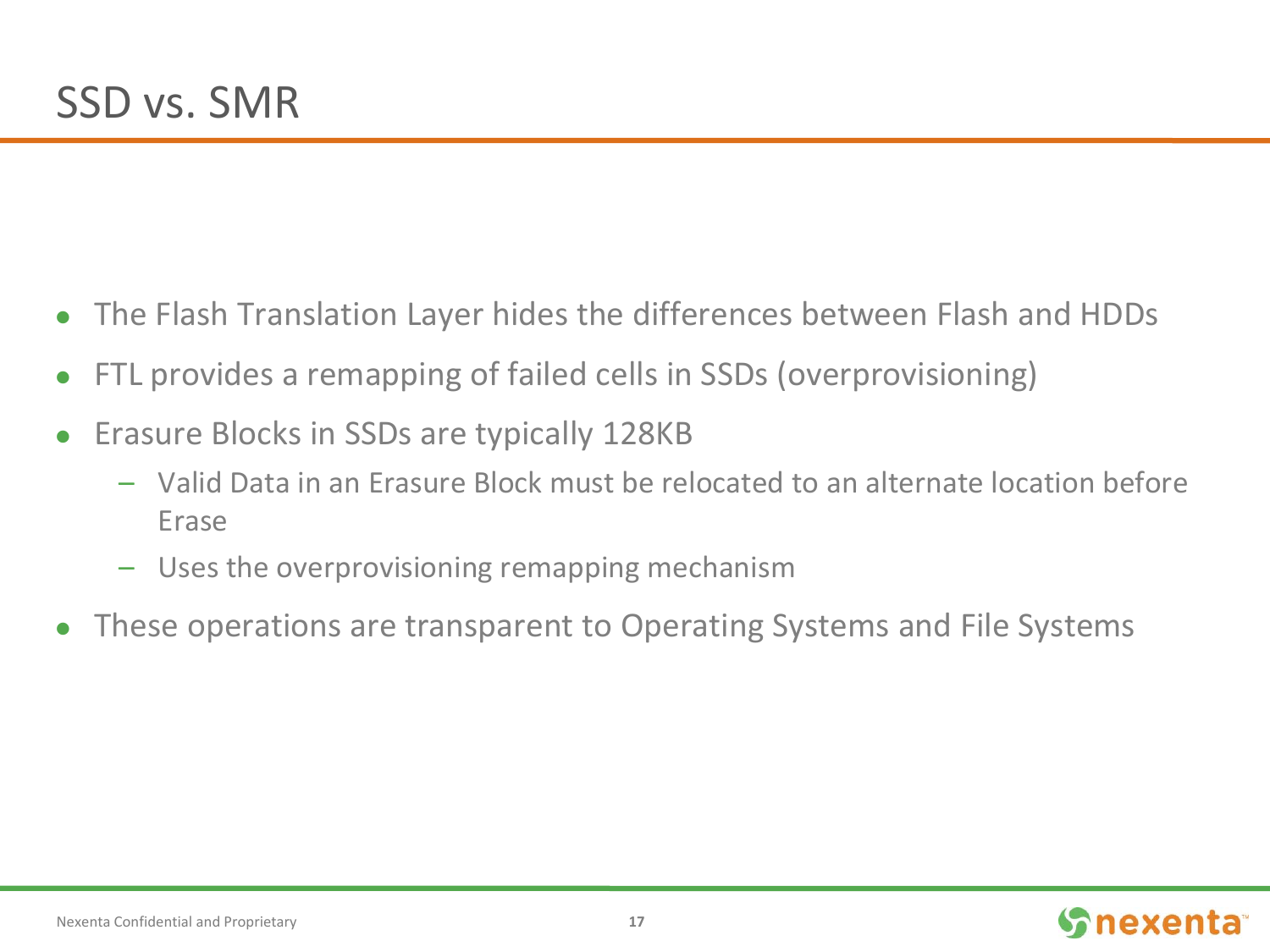# SSD vs. SMR

- The Flash Translation Layer hides the differences between Flash and HDDs
- FTL provides a remapping of failed cells in SSDs (overprovisioning)
- Erasure Blocks in SSDs are typically 128KB
  - Valid Data in an Erasure Block must be relocated to an alternate location before Erase
  - Uses the overprovisioning remapping mechanism
- These operations are transparent to Operating Systems and File Systems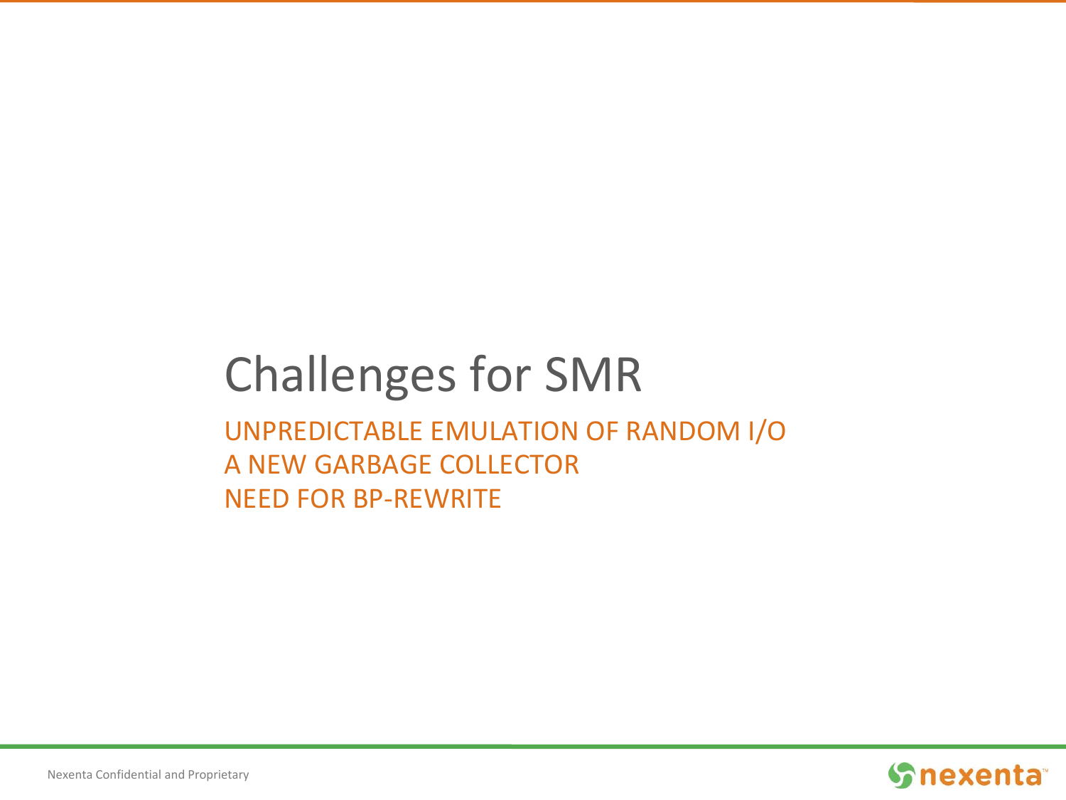# Challenges for SMR

UNPREDICTABLE EMULATION OF RANDOM I/O
A NEW GARBAGE COLLECTOR
NEED FOR BP-REWRITE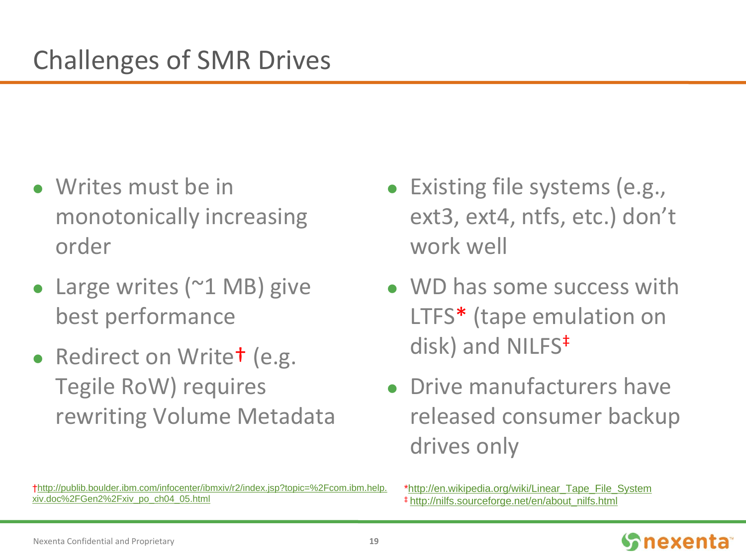# Challenges of SMR Drives

- Writes must be in monotonically increasing order
- Large writes (~1 MB) give best performance
- Redirect on Write† (e.g. Tegile RoW) requires rewriting Volume Metadata

- Existing file systems (e.g., ext3, ext4, ntfs, etc.) don't work well
- WD has some success with LTFS* (tape emulation on disk) and NILFS‡
- Drive manufacturers have released consumer backup drives only

†http://publib.boulder.ibm.com/infocenter/ibmxiv/r2/index.jsp?topic=%2Fcom.ibm.help.xiv.doc%2FGen2%2Fxiv_po_ch04_05.html

*http://en.wikipedia.org/wiki/Linear_Tape_File_System

‡ http://nilfs.sourceforge.net/en/about_nilfs.html

Nexenta Confidential and Proprietary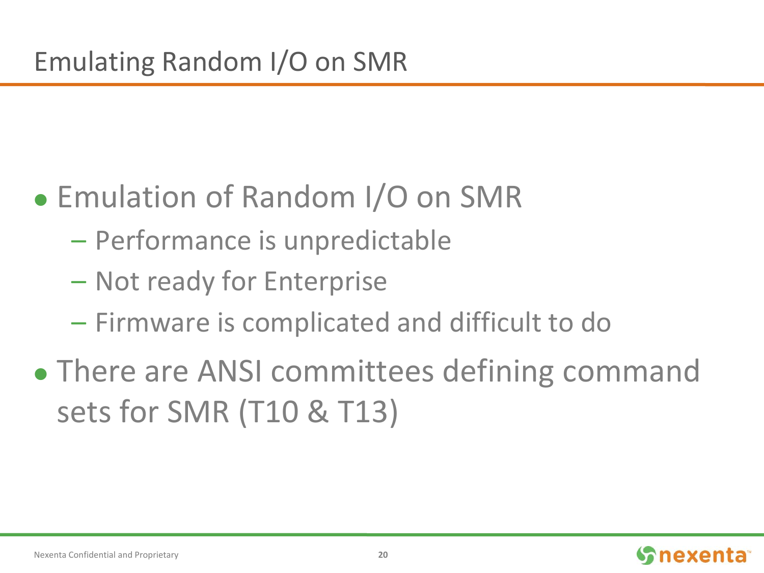# Emulating Random I/O on SMR

- Emulation of Random I/O on SMR
  - Performance is unpredictable
  - Not ready for Enterprise
  - Firmware is complicated and difficult to do
- There are ANSI committees defining command sets for SMR (T10 & T13)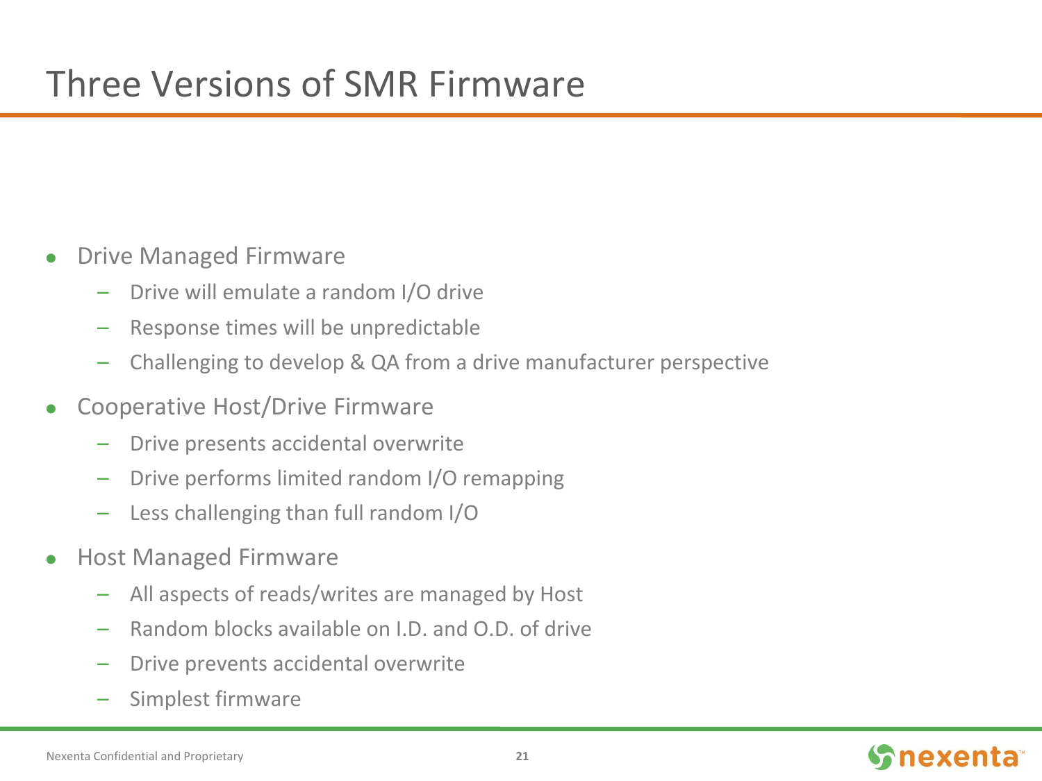# Three Versions of SMR Firmware

- Drive Managed Firmware
  - Drive will emulate a random I/O drive
  - Response times will be unpredictable
  - Challenging to develop & QA from a drive manufacturer perspective
- Cooperative Host/Drive Firmware
  - Drive presents accidental overwrite
  - Drive performs limited random I/O remapping
  - Less challenging than full random I/O
- Host Managed Firmware
  - All aspects of reads/writes are managed by Host
  - Random blocks available on I.D. and O.D. of drive
  - Drive prevents accidental overwrite
  - Simplest firmware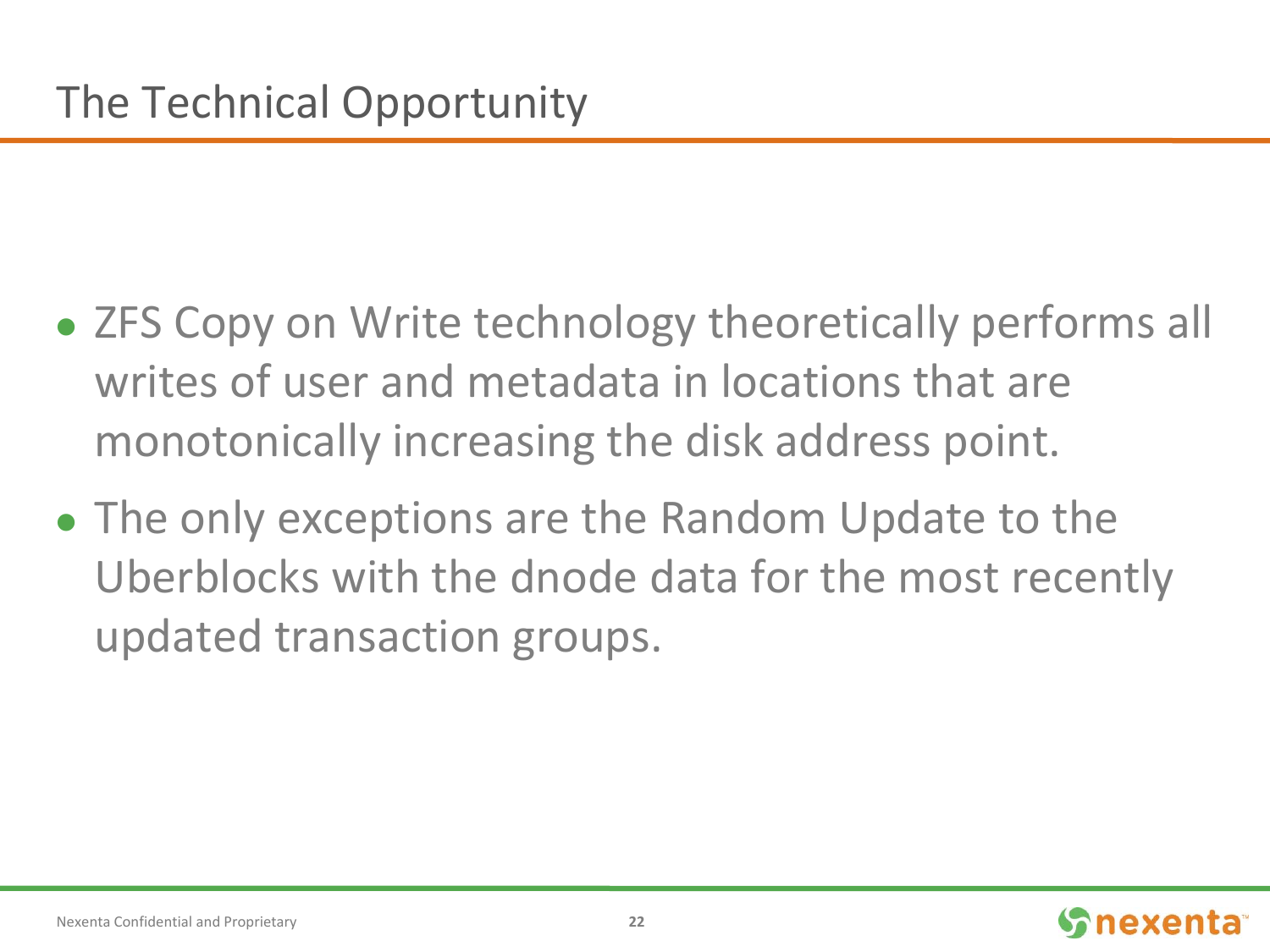# The Technical Opportunity

- ZFS Copy on Write technology theoretically performs all writes of user and metadata in locations that are monotonically increasing the disk address point.
- The only exceptions are the Random Update to the Uberblocks with the dnode data for the most recently updated transaction groups.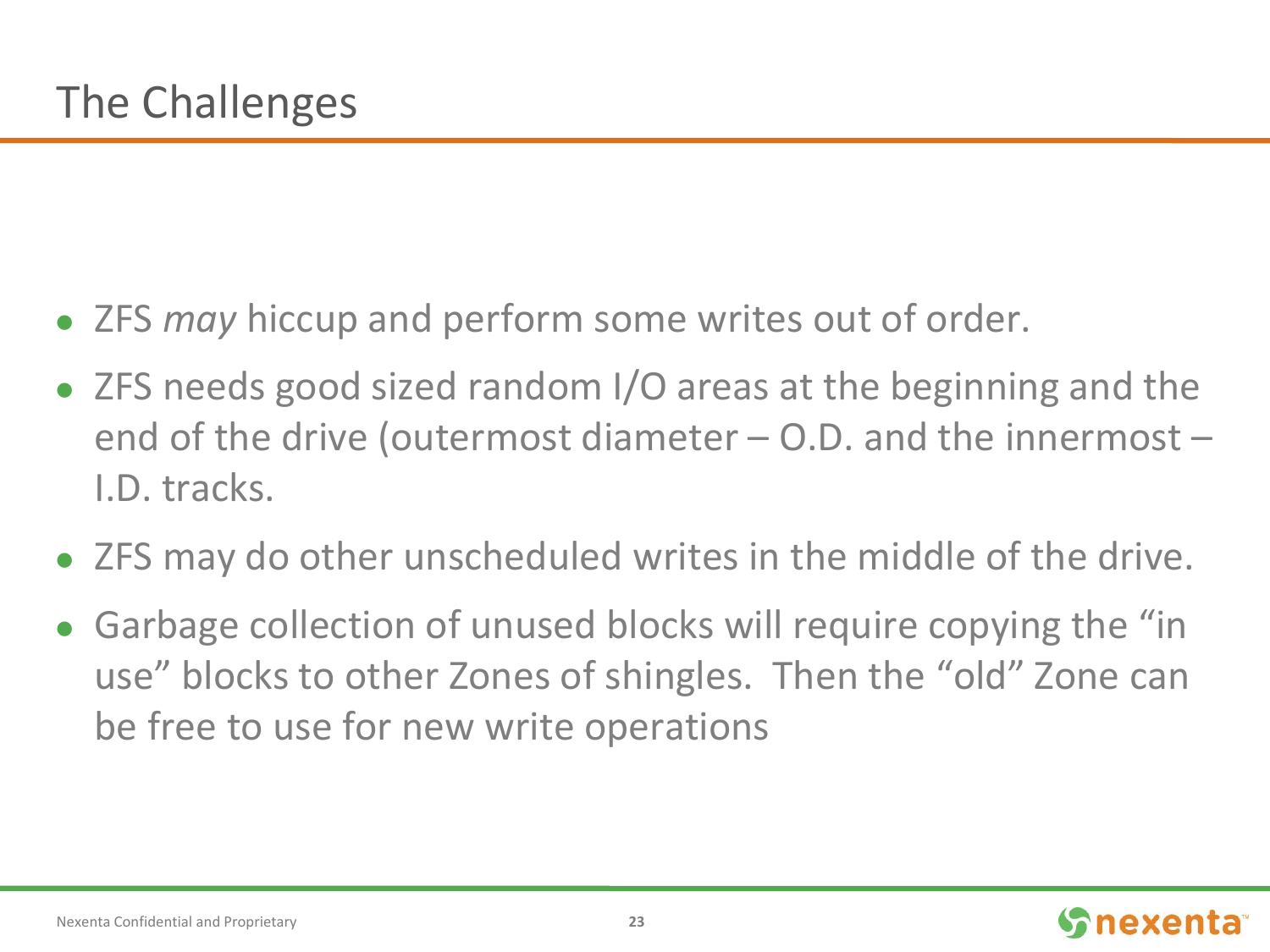# The Challenges

- ZFS *may* hiccup and perform some writes out of order.
- ZFS needs good sized random I/O areas at the beginning and the end of the drive (outermost diameter – O.D. and the innermost – I.D. tracks.
- ZFS may do other unscheduled writes in the middle of the drive.
- Garbage collection of unused blocks will require copying the "in use" blocks to other Zones of shingles. Then the "old" Zone can be free to use for new write operations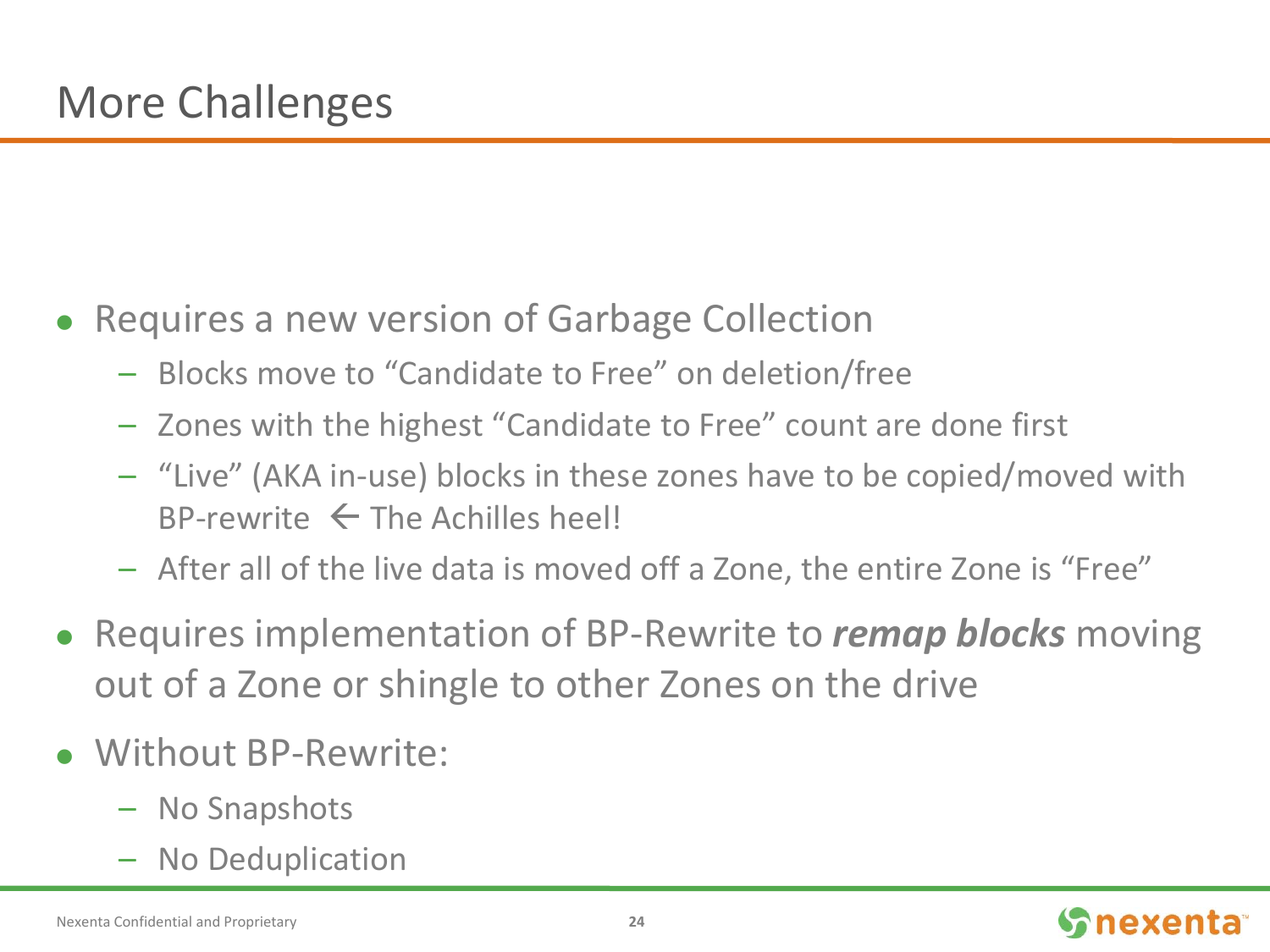# More Challenges

- Requires a new version of Garbage Collection
  - Blocks move to "Candidate to Free" on deletion/free
  - Zones with the highest "Candidate to Free" count are done first
  - "Live" (AKA in-use) blocks in these zones have to be copied/moved with BP-rewrite ← The Achilles heel!
  - After all of the live data is moved off a Zone, the entire Zone is "Free"
- Requires implementation of BP-Rewrite to ***remap blocks*** moving out of a Zone or shingle to other Zones on the drive
- Without BP-Rewrite:
  - No Snapshots
  - No Deduplication

Nexenta Confidential and Proprietary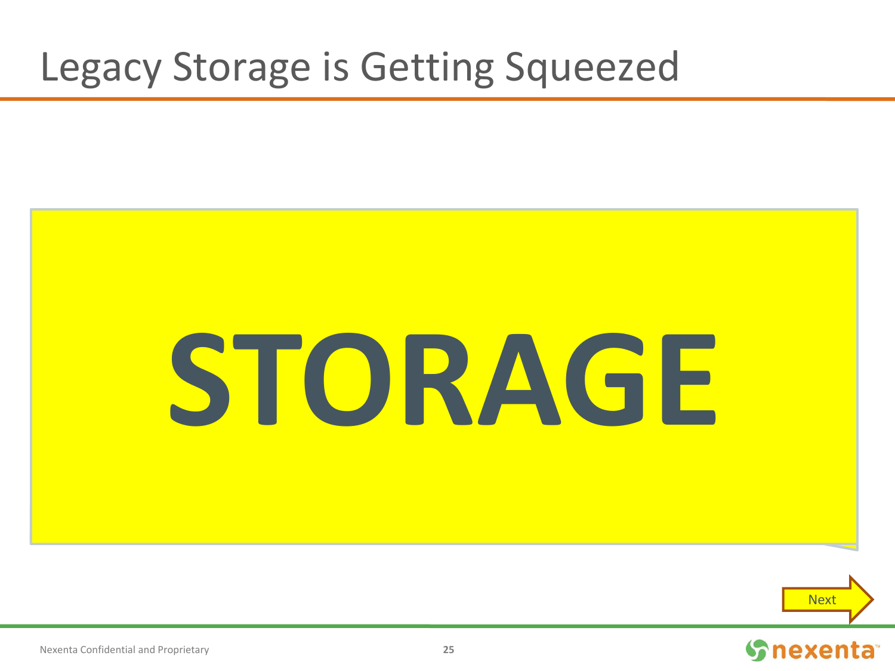# Legacy Storage is Getting Squeezed

STORAGE

Next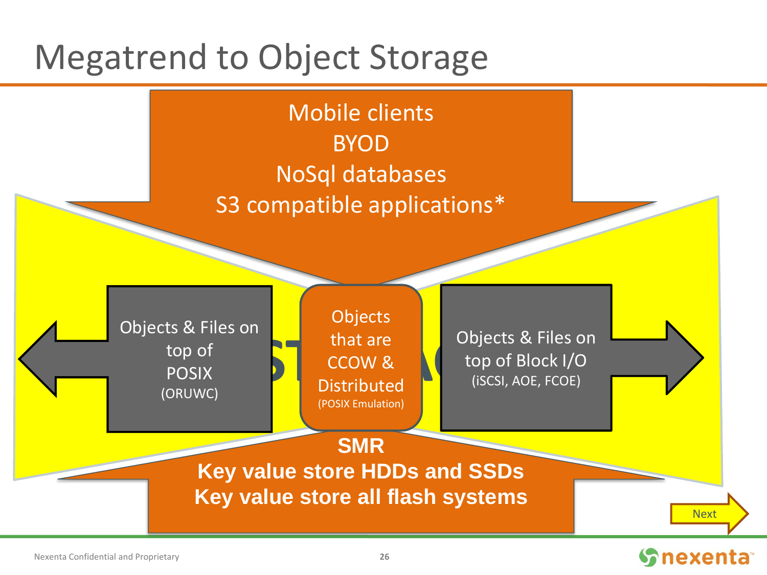# Megatrend to Object Storage

Mobile clients
BYOD
NoSql databases
S3 compatible applications*

Objects & Files on top of POSIX (ORUWC)

Objects that are CCOW & Distributed (POSIX Emulation)

Objects & Files on top of Block I/O (iSCSI, AOE, FCOE)

**SMR**
**Key value store HDDs and SSDs**
**Key value store all flash systems**

Next

Nexenta Confidential and Proprietary